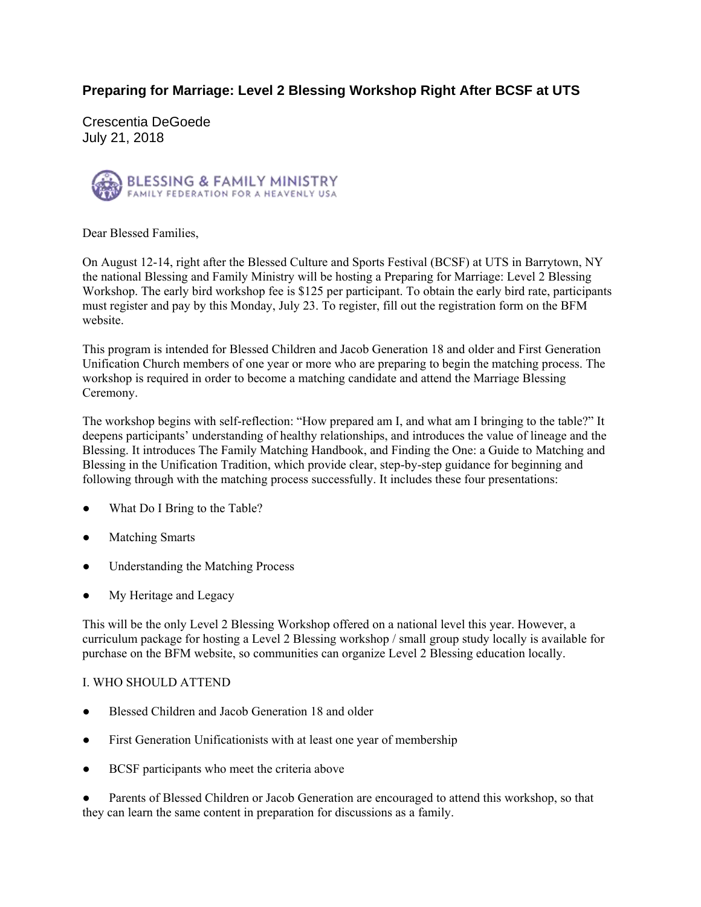## Preparing for Marriage: Level 2 Blessing Workshop Right After BCSF at UTS

Crescentia DeGoede
July 21, 2018

BLESSING & FAMILY MINISTRY
FAMILY FEDERATION FOR A HEAVENLY USA

Dear Blessed Families,

On August 12-14, right after the Blessed Culture and Sports Festival (BCSF) at UTS in Barrytown, NY the national Blessing and Family Ministry will be hosting a Preparing for Marriage: Level 2 Blessing Workshop. The early bird workshop fee is $125 per participant. To obtain the early bird rate, participants must register and pay by this Monday, July 23. To register, fill out the registration form on the BFM website.

This program is intended for Blessed Children and Jacob Generation 18 and older and First Generation Unification Church members of one year or more who are preparing to begin the matching process. The workshop is required in order to become a matching candidate and attend the Marriage Blessing Ceremony.

The workshop begins with self-reflection: "How prepared am I, and what am I bringing to the table?" It deepens participants' understanding of healthy relationships, and introduces the value of lineage and the Blessing. It introduces The Family Matching Handbook, and Finding the One: a Guide to Matching and Blessing in the Unification Tradition, which provide clear, step-by-step guidance for beginning and following through with the matching process successfully. It includes these four presentations:

- What Do I Bring to the Table?
- Matching Smarts
- Understanding the Matching Process
- My Heritage and Legacy

This will be the only Level 2 Blessing Workshop offered on a national level this year. However, a curriculum package for hosting a Level 2 Blessing workshop / small group study locally is available for purchase on the BFM website, so communities can organize Level 2 Blessing education locally.

I. WHO SHOULD ATTEND

- Blessed Children and Jacob Generation 18 and older
- First Generation Unificationists with at least one year of membership
- BCSF participants who meet the criteria above
- Parents of Blessed Children or Jacob Generation are encouraged to attend this workshop, so that they can learn the same content in preparation for discussions as a family.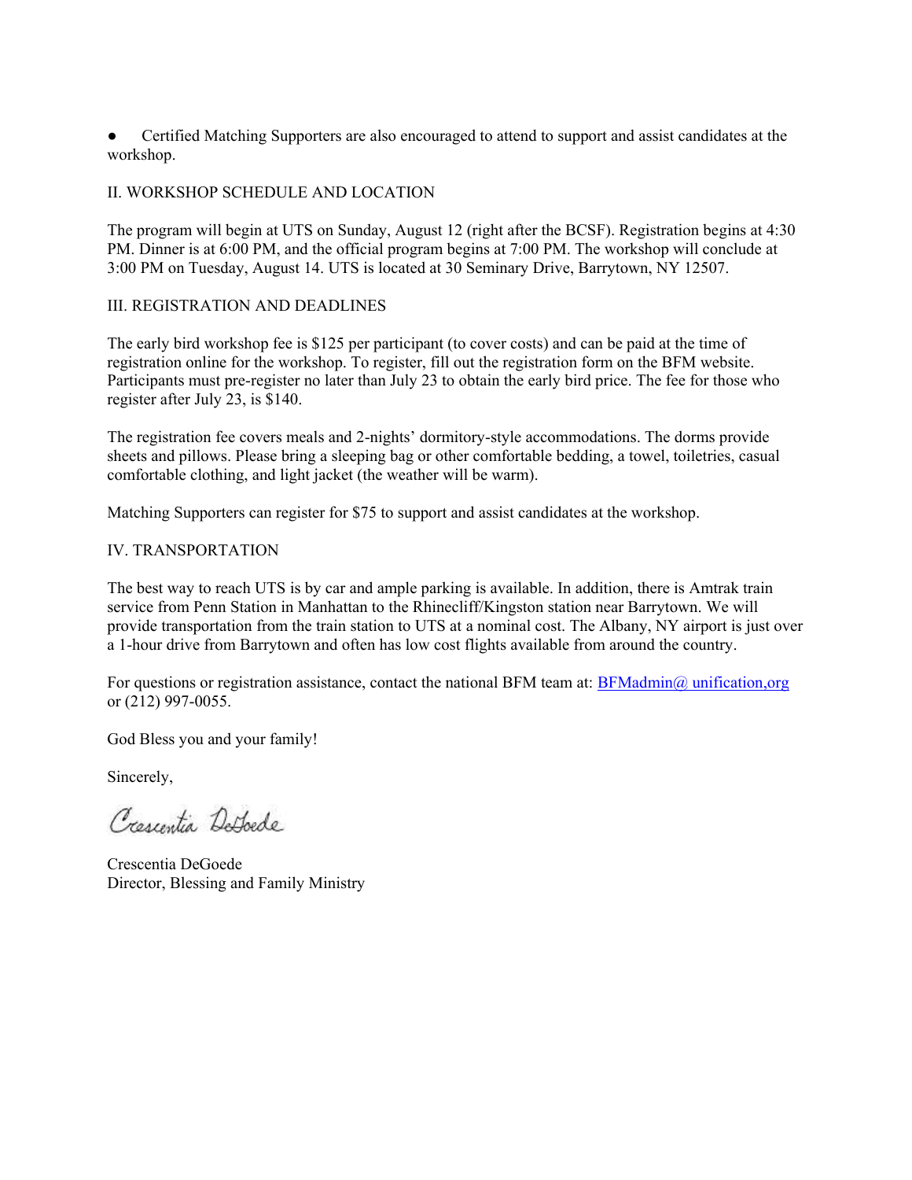- Certified Matching Supporters are also encouraged to attend to support and assist candidates at the workshop.

II. WORKSHOP SCHEDULE AND LOCATION

The program will begin at UTS on Sunday, August 12 (right after the BCSF). Registration begins at 4:30 PM. Dinner is at 6:00 PM, and the official program begins at 7:00 PM. The workshop will conclude at 3:00 PM on Tuesday, August 14. UTS is located at 30 Seminary Drive, Barrytown, NY 12507.

III. REGISTRATION AND DEADLINES

The early bird workshop fee is $125 per participant (to cover costs) and can be paid at the time of registration online for the workshop. To register, fill out the registration form on the BFM website. Participants must pre-register no later than July 23 to obtain the early bird price. The fee for those who register after July 23, is $140.

The registration fee covers meals and 2-nights' dormitory-style accommodations. The dorms provide sheets and pillows. Please bring a sleeping bag or other comfortable bedding, a towel, toiletries, casual comfortable clothing, and light jacket (the weather will be warm).

Matching Supporters can register for $75 to support and assist candidates at the workshop.

IV. TRANSPORTATION

The best way to reach UTS is by car and ample parking is available. In addition, there is Amtrak train service from Penn Station in Manhattan to the Rhinecliff/Kingston station near Barrytown. We will provide transportation from the train station to UTS at a nominal cost. The Albany, NY airport is just over a 1-hour drive from Barrytown and often has low cost flights available from around the country.

For questions or registration assistance, contact the national BFM team at: BFMadmin@ unification,org or (212) 997-0055.

God Bless you and your family!

Sincerely,

Crescentia DeGoede

Crescentia DeGoede
Director, Blessing and Family Ministry